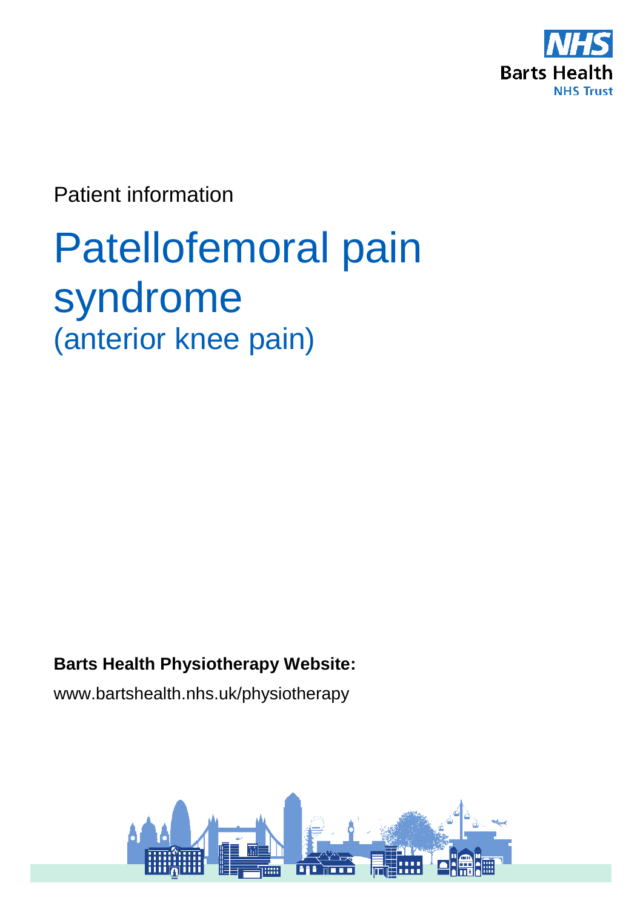NHS
Barts Health
NHS Trust

Patient information

# Patellofemoral pain syndrome
## (anterior knee pain)

**Barts Health Physiotherapy Website:**

www.bartshealth.nhs.uk/physiotherapy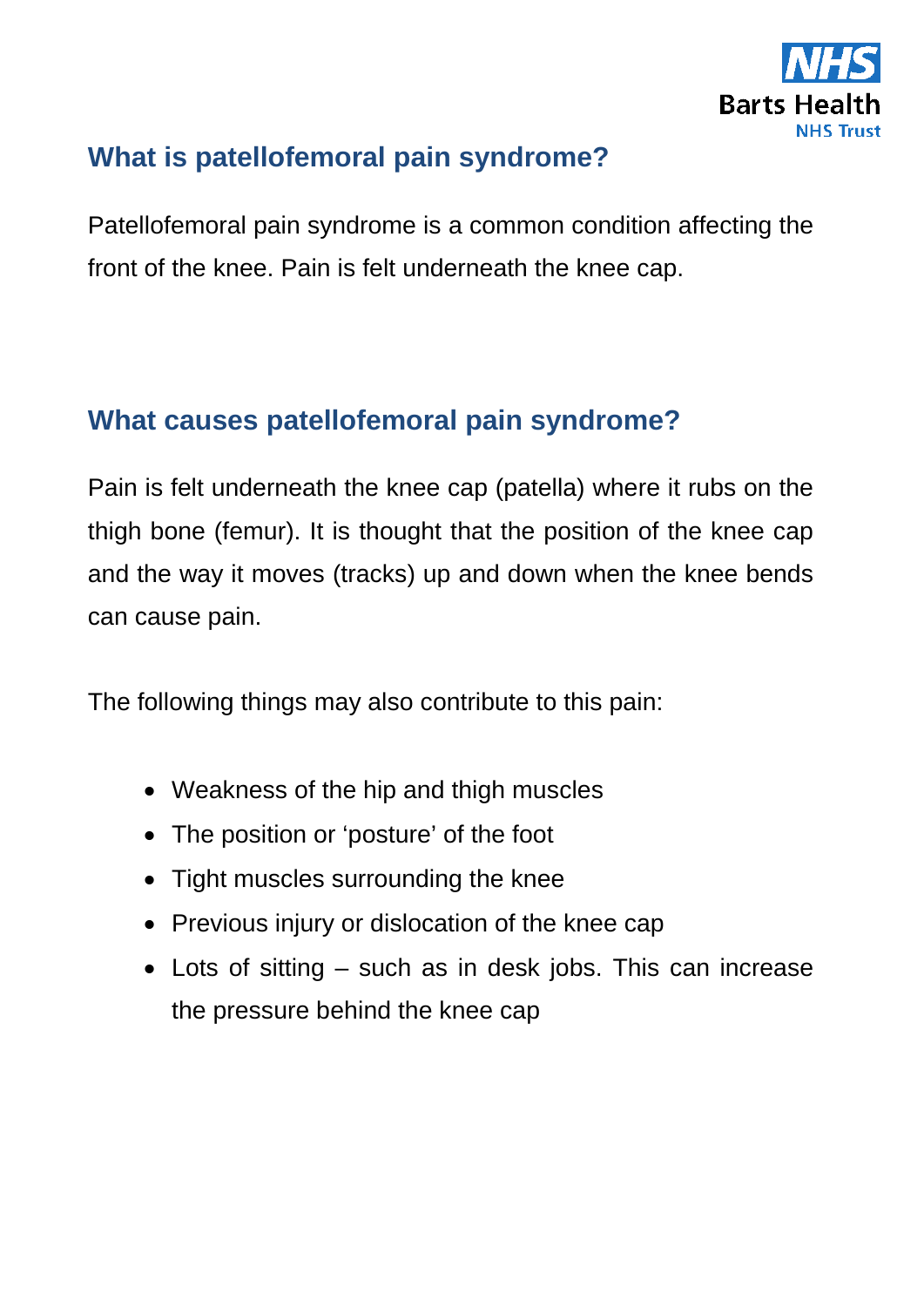## What is patellofemoral pain syndrome?

Patellofemoral pain syndrome is a common condition affecting the front of the knee. Pain is felt underneath the knee cap.

## What causes patellofemoral pain syndrome?

Pain is felt underneath the knee cap (patella) where it rubs on the thigh bone (femur). It is thought that the position of the knee cap and the way it moves (tracks) up and down when the knee bends can cause pain.

The following things may also contribute to this pain:

- Weakness of the hip and thigh muscles
- The position or 'posture' of the foot
- Tight muscles surrounding the knee
- Previous injury or dislocation of the knee cap
- Lots of sitting – such as in desk jobs. This can increase the pressure behind the knee cap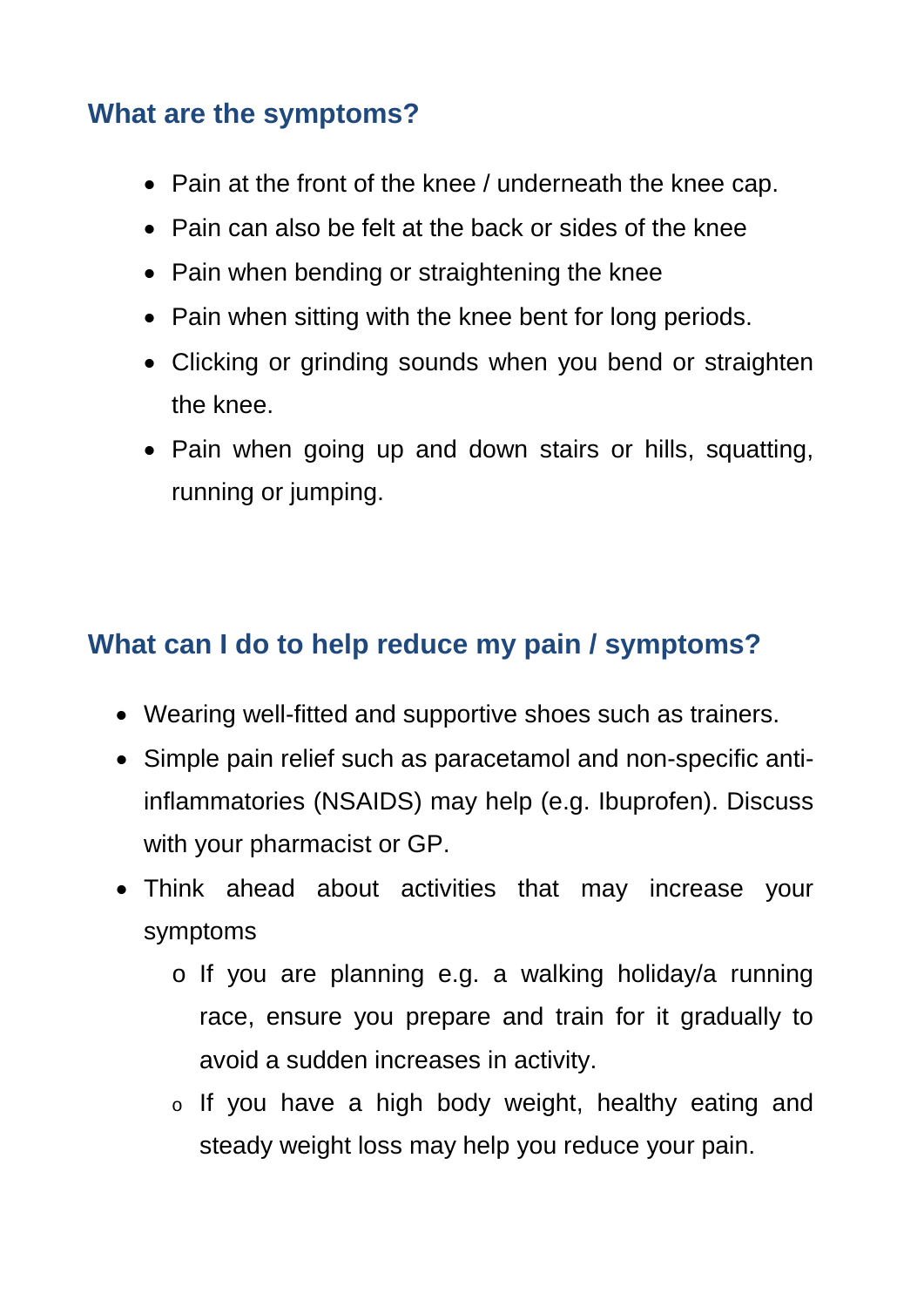## What are the symptoms?

- Pain at the front of the knee / underneath the knee cap.
- Pain can also be felt at the back or sides of the knee
- Pain when bending or straightening the knee
- Pain when sitting with the knee bent for long periods.
- Clicking or grinding sounds when you bend or straighten the knee.
- Pain when going up and down stairs or hills, squatting, running or jumping.

## What can I do to help reduce my pain / symptoms?

- Wearing well-fitted and supportive shoes such as trainers.
- Simple pain relief such as paracetamol and non-specific anti-inflammatories (NSAIDS) may help (e.g. Ibuprofen). Discuss with your pharmacist or GP.
- Think ahead about activities that may increase your symptoms
  - If you are planning e.g. a walking holiday/a running race, ensure you prepare and train for it gradually to avoid a sudden increases in activity.
  - If you have a high body weight, healthy eating and steady weight loss may help you reduce your pain.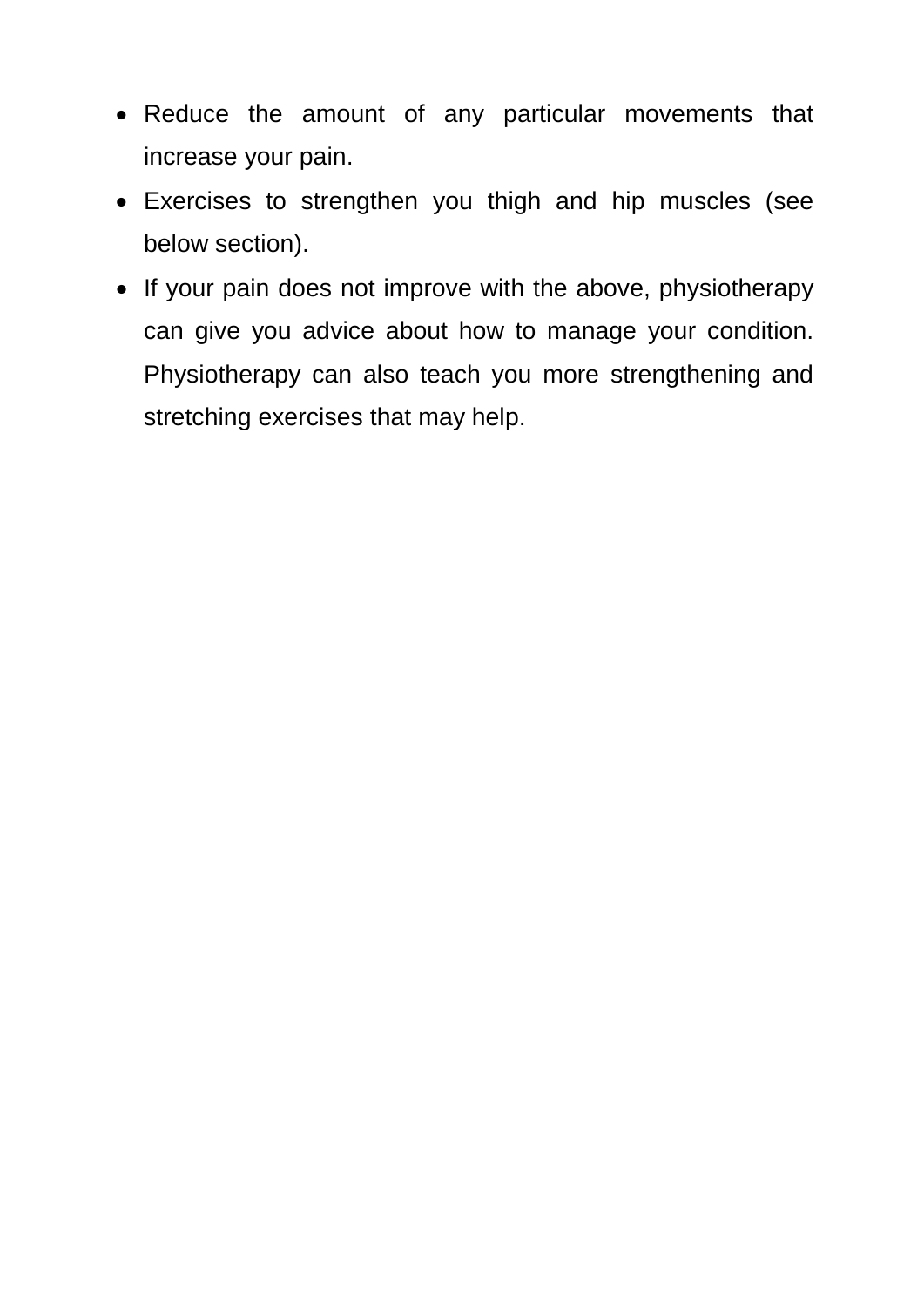- Reduce the amount of any particular movements that increase your pain.
- Exercises to strengthen you thigh and hip muscles (see below section).
- If your pain does not improve with the above, physiotherapy can give you advice about how to manage your condition. Physiotherapy can also teach you more strengthening and stretching exercises that may help.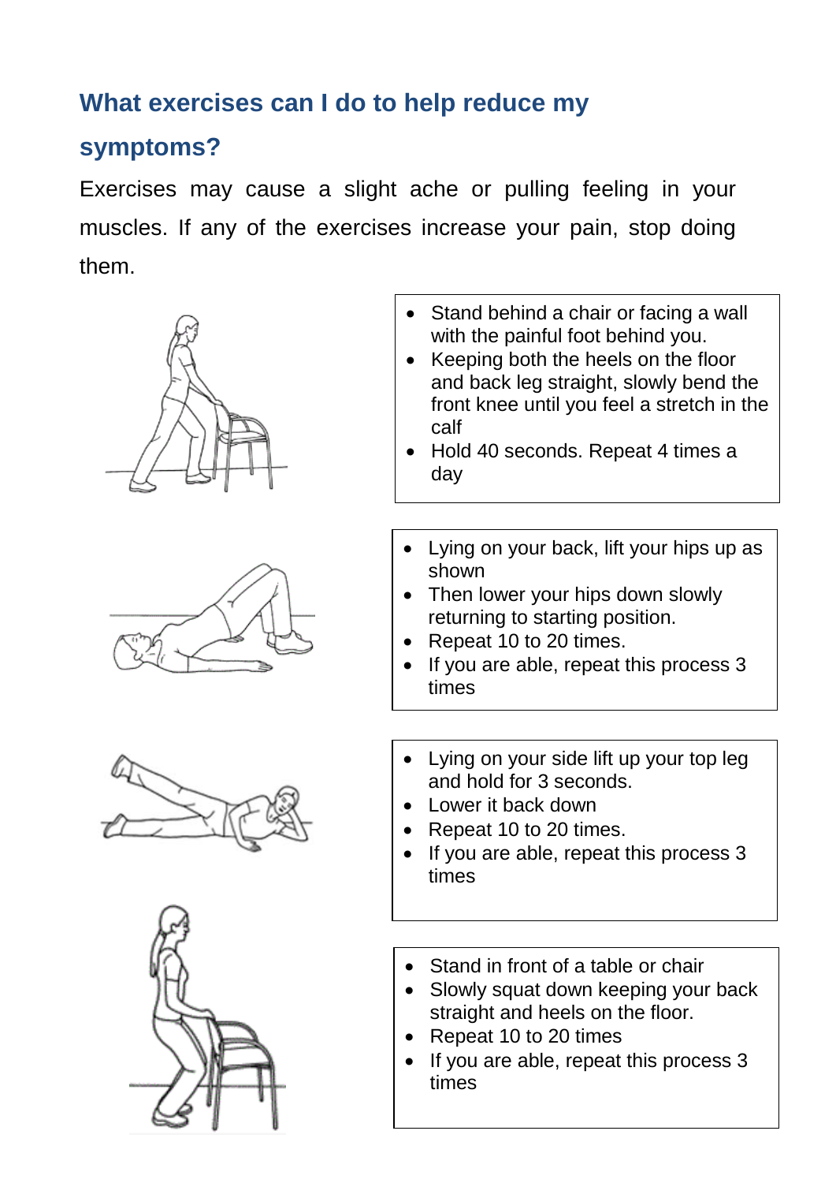## What exercises can I do to help reduce my symptoms?

Exercises may cause a slight ache or pulling feeling in your muscles. If any of the exercises increase your pain, stop doing them.

- Stand behind a chair or facing a wall with the painful foot behind you.
- Keeping both the heels on the floor and back leg straight, slowly bend the front knee until you feel a stretch in the calf
- Hold 40 seconds. Repeat 4 times a day

- Lying on your back, lift your hips up as shown
- Then lower your hips down slowly returning to starting position.
- Repeat 10 to 20 times.
- If you are able, repeat this process 3 times

- Lying on your side lift up your top leg and hold for 3 seconds.
- Lower it back down
- Repeat 10 to 20 times.
- If you are able, repeat this process 3 times

- Stand in front of a table or chair
- Slowly squat down keeping your back straight and heels on the floor.
- Repeat 10 to 20 times
- If you are able, repeat this process 3 times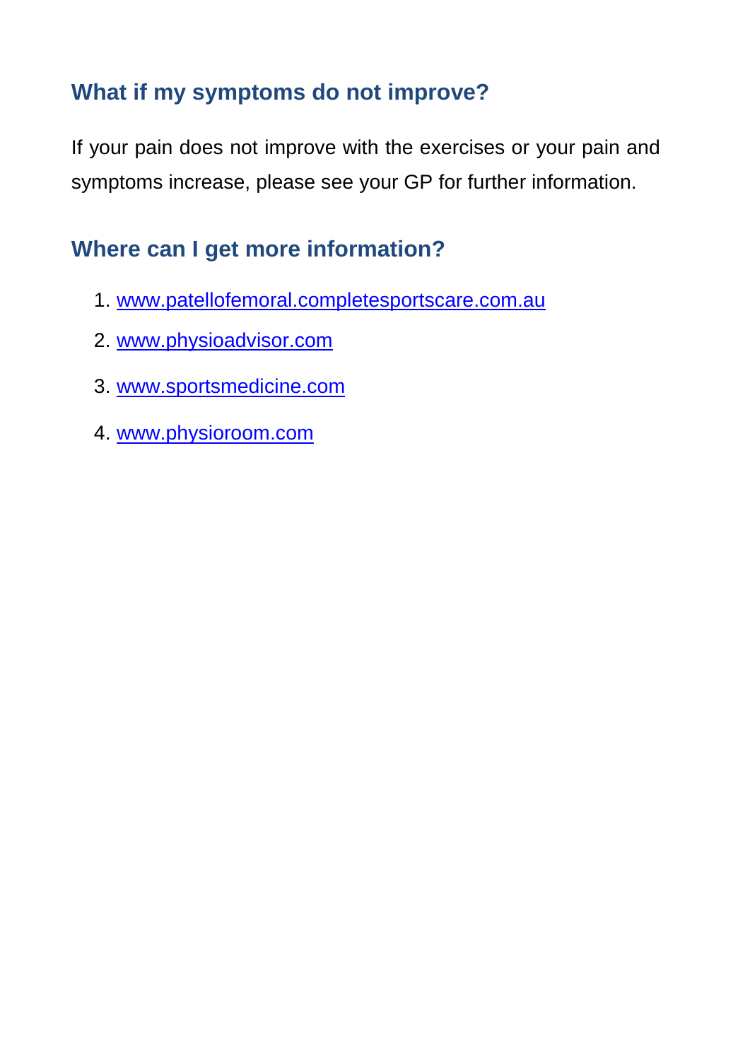## What if my symptoms do not improve?

If your pain does not improve with the exercises or your pain and symptoms increase, please see your GP for further information.

## Where can I get more information?

1. www.patellofemoral.completesportscare.com.au
2. www.physioadvisor.com
3. www.sportsmedicine.com
4. www.physioroom.com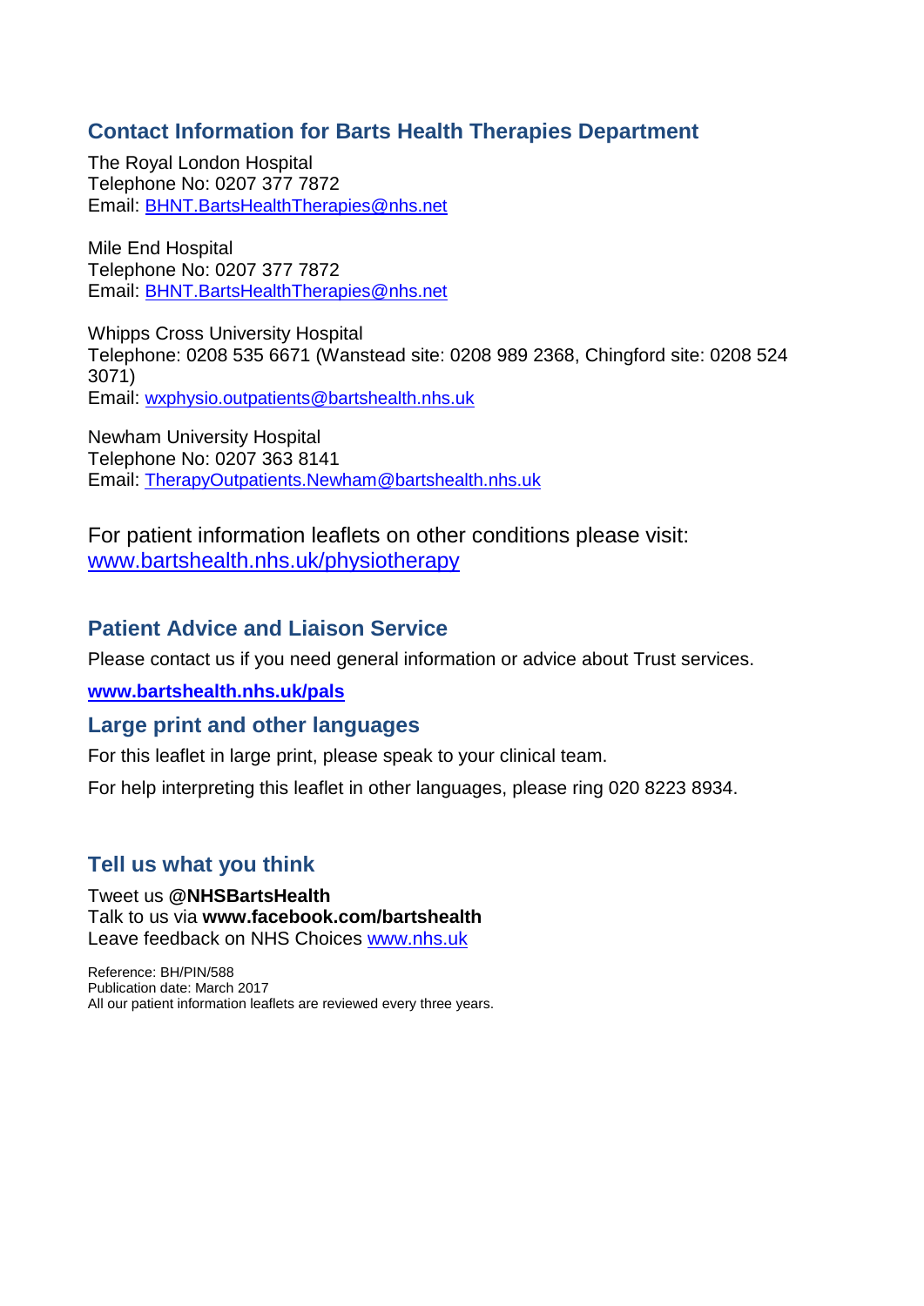## Contact Information for Barts Health Therapies Department

The Royal London Hospital
Telephone No: 0207 377 7872
Email: BHNT.BartsHealthTherapies@nhs.net

Mile End Hospital
Telephone No: 0207 377 7872
Email: BHNT.BartsHealthTherapies@nhs.net

Whipps Cross University Hospital
Telephone: 0208 535 6671 (Wanstead site: 0208 989 2368, Chingford site: 0208 524 3071)
Email: wxphysio.outpatients@bartshealth.nhs.uk

Newham University Hospital
Telephone No: 0207 363 8141
Email: TherapyOutpatients.Newham@bartshealth.nhs.uk

For patient information leaflets on other conditions please visit: www.bartshealth.nhs.uk/physiotherapy

## Patient Advice and Liaison Service

Please contact us if you need general information or advice about Trust services.

**www.bartshealth.nhs.uk/pals**

## Large print and other languages

For this leaflet in large print, please speak to your clinical team.

For help interpreting this leaflet in other languages, please ring 020 8223 8934.

## Tell us what you think

Tweet us **@NHSBartsHealth**
Talk to us via **www.facebook.com/bartshealth**
Leave feedback on NHS Choices www.nhs.uk

Reference: BH/PIN/588
Publication date: March 2017
All our patient information leaflets are reviewed every three years.